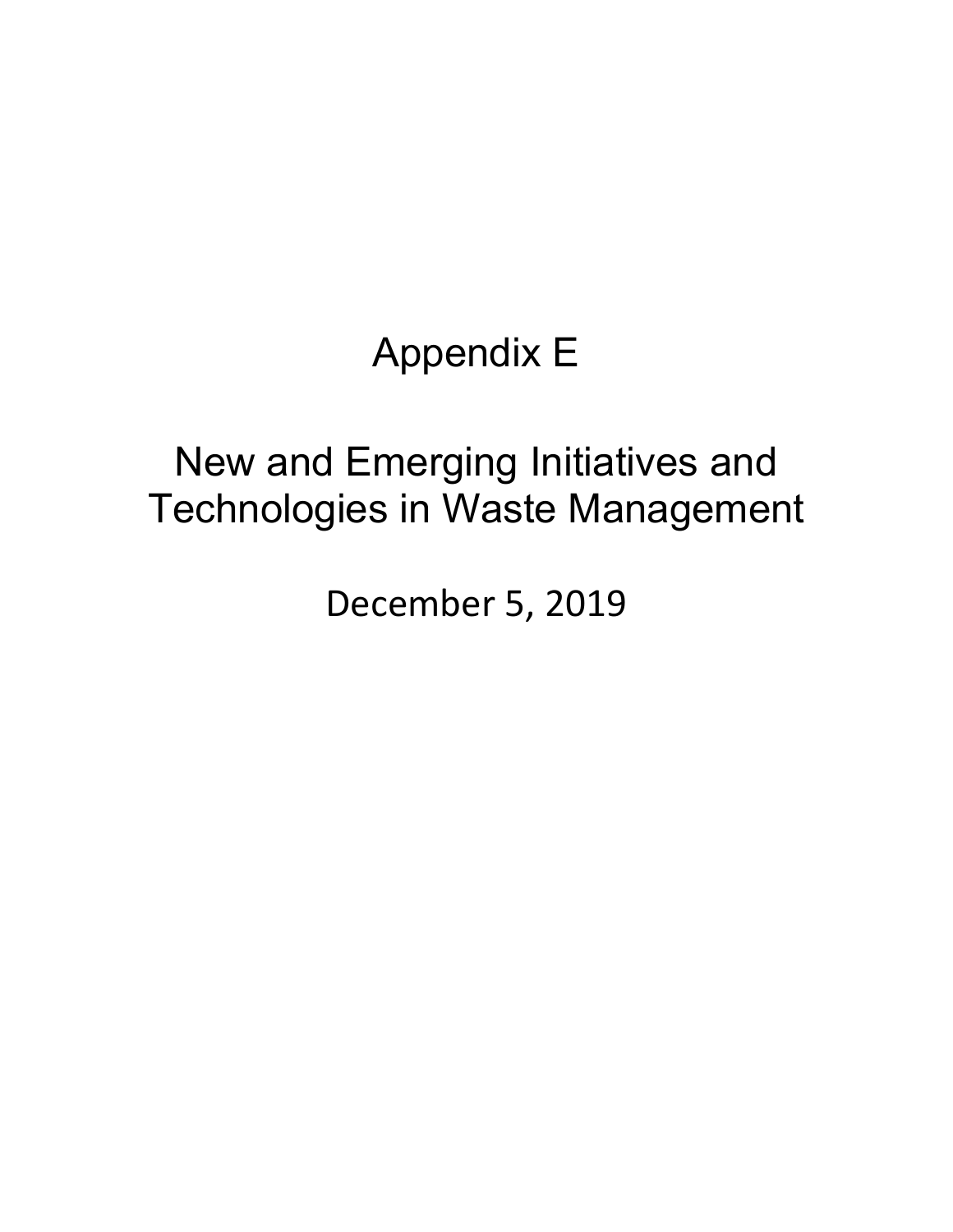# Appendix E

# New and Emerging Initiatives and Technologies in Waste Management

December 5, 2019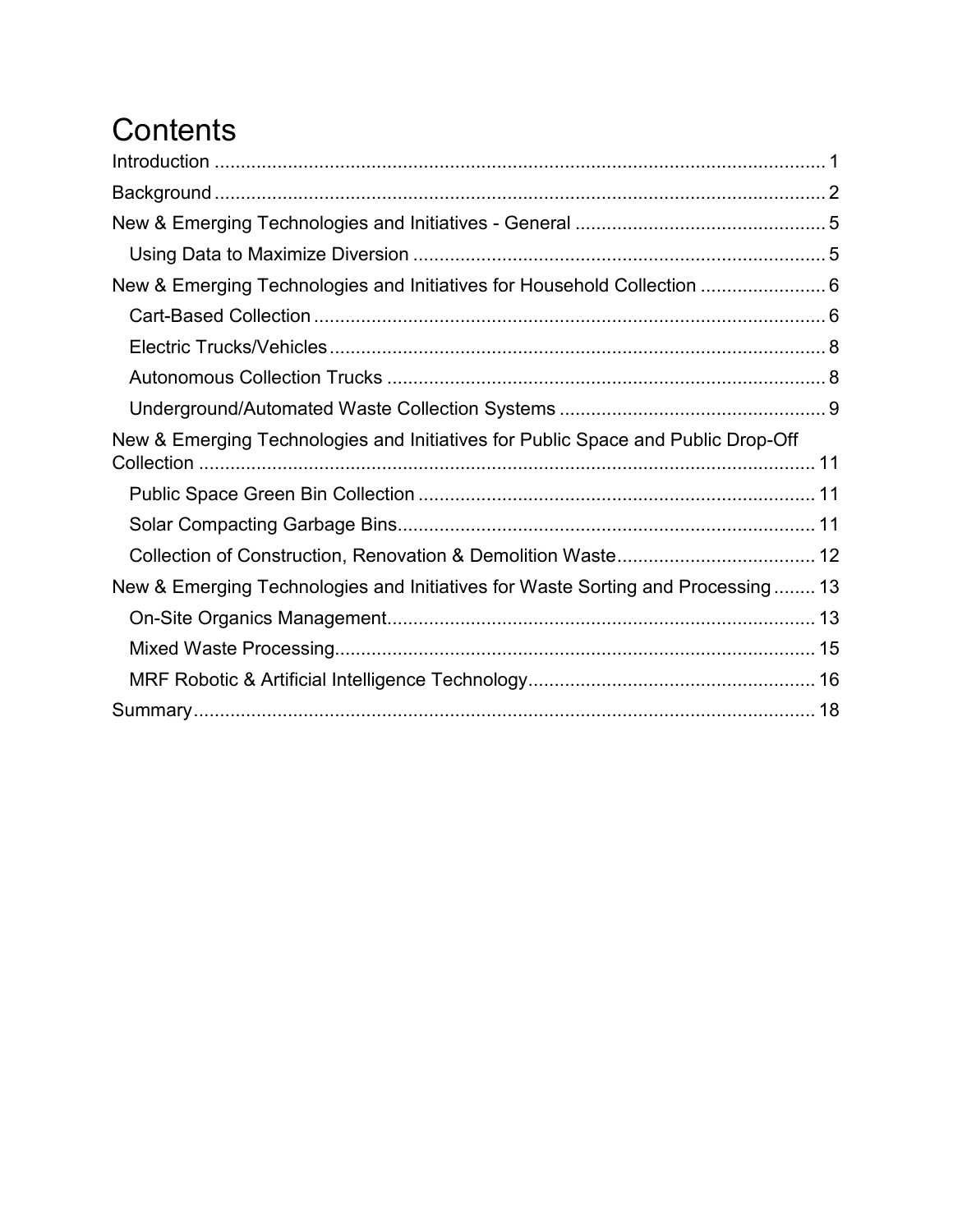# Contents

Introduction ..................................................................................................... 1

Background ..................................................................................................... 2

New & Emerging Technologies and Initiatives - General ................................................ 5

- Using Data to Maximize Diversion ............................................................................... 5

New & Emerging Technologies and Initiatives for Household Collection ........................ 6

- Cart-Based Collection .................................................................................................. 6
- Electric Trucks/Vehicles ............................................................................................... 8
- Autonomous Collection Trucks .................................................................................... 8
- Underground/Automated Waste Collection Systems ................................................... 9

New & Emerging Technologies and Initiatives for Public Space and Public Drop-Off Collection ...................................................................................................... 11

- Public Space Green Bin Collection ........................................................................... 11
- Solar Compacting Garbage Bins................................................................................ 11
- Collection of Construction, Renovation & Demolition Waste...................................... 12

New & Emerging Technologies and Initiatives for Waste Sorting and Processing ........ 13

- On-Site Organics Management.................................................................................. 13
- Mixed Waste Processing............................................................................................ 15
- MRF Robotic & Artificial Intelligence Technology....................................................... 16

Summary ....................................................................................................... 18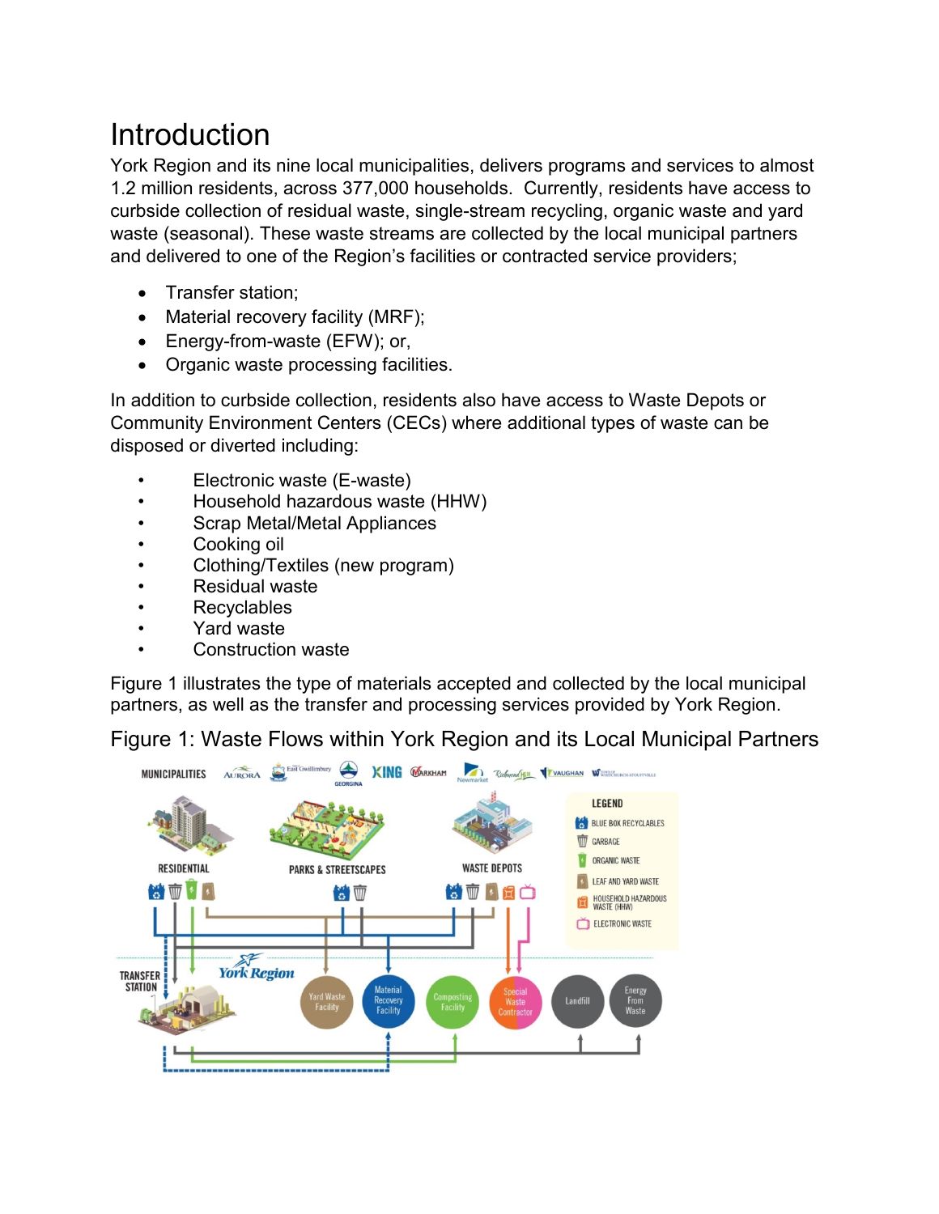# Introduction

York Region and its nine local municipalities, delivers programs and services to almost 1.2 million residents, across 377,000 households. Currently, residents have access to curbside collection of residual waste, single-stream recycling, organic waste and yard waste (seasonal). These waste streams are collected by the local municipal partners and delivered to one of the Region's facilities or contracted service providers;

- Transfer station;
- Material recovery facility (MRF);
- Energy-from-waste (EFW); or,
- Organic waste processing facilities.

In addition to curbside collection, residents also have access to Waste Depots or Community Environment Centers (CECs) where additional types of waste can be disposed or diverted including:

- Electronic waste (E-waste)
- Household hazardous waste (HHW)
- Scrap Metal/Metal Appliances
- Cooking oil
- Clothing/Textiles (new program)
- Residual waste
- Recyclables
- Yard waste
- Construction waste

Figure 1 illustrates the type of materials accepted and collected by the local municipal partners, as well as the transfer and processing services provided by York Region.

## Figure 1: Waste Flows within York Region and its Local Municipal Partners

MUNICIPALITIES
AURORA
East Gwillimbury
GEORGINA
KING
MARKHAM
Newmarket
Richmond Hill
VAUGHAN
Whitchurch-Stouffville

RESIDENTIAL
PARKS & STREETSCAPES
WASTE DEPOTS

LEGEND
BLUE BOX RECYCLABLES
GARBAGE
ORGANIC WASTE
LEAF AND YARD WASTE
HOUSEHOLD HAZARDOUS WASTE (HHW)
ELECTRONIC WASTE

TRANSFER STATION
York Region
Yard Waste Facility
Material Recovery Facility
Composting Facility
Special Waste Contractor
Landfill
Energy From Waste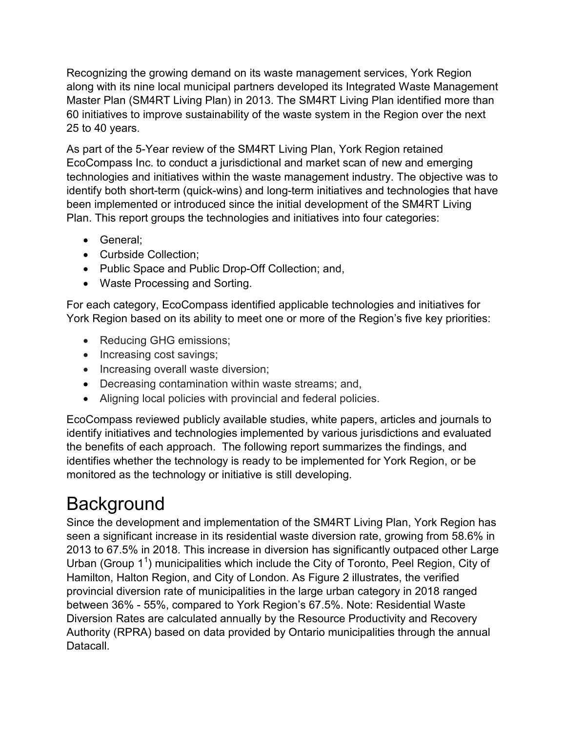Recognizing the growing demand on its waste management services, York Region along with its nine local municipal partners developed its Integrated Waste Management Master Plan (SM4RT Living Plan) in 2013. The SM4RT Living Plan identified more than 60 initiatives to improve sustainability of the waste system in the Region over the next 25 to 40 years.

As part of the 5-Year review of the SM4RT Living Plan, York Region retained EcoCompass Inc. to conduct a jurisdictional and market scan of new and emerging technologies and initiatives within the waste management industry. The objective was to identify both short-term (quick-wins) and long-term initiatives and technologies that have been implemented or introduced since the initial development of the SM4RT Living Plan. This report groups the technologies and initiatives into four categories:

- General;
- Curbside Collection;
- Public Space and Public Drop-Off Collection; and,
- Waste Processing and Sorting.

For each category, EcoCompass identified applicable technologies and initiatives for York Region based on its ability to meet one or more of the Region's five key priorities:

- Reducing GHG emissions;
- Increasing cost savings;
- Increasing overall waste diversion;
- Decreasing contamination within waste streams; and,
- Aligning local policies with provincial and federal policies.

EcoCompass reviewed publicly available studies, white papers, articles and journals to identify initiatives and technologies implemented by various jurisdictions and evaluated the benefits of each approach. The following report summarizes the findings, and identifies whether the technology is ready to be implemented for York Region, or be monitored as the technology or initiative is still developing.

# Background

Since the development and implementation of the SM4RT Living Plan, York Region has seen a significant increase in its residential waste diversion rate, growing from 58.6% in 2013 to 67.5% in 2018. This increase in diversion has significantly outpaced other Large Urban (Group 1[1]) municipalities which include the City of Toronto, Peel Region, City of Hamilton, Halton Region, and City of London. As Figure 2 illustrates, the verified provincial diversion rate of municipalities in the large urban category in 2018 ranged between 36% - 55%, compared to York Region's 67.5%. Note: Residential Waste Diversion Rates are calculated annually by the Resource Productivity and Recovery Authority (RPRA) based on data provided by Ontario municipalities through the annual Datacall.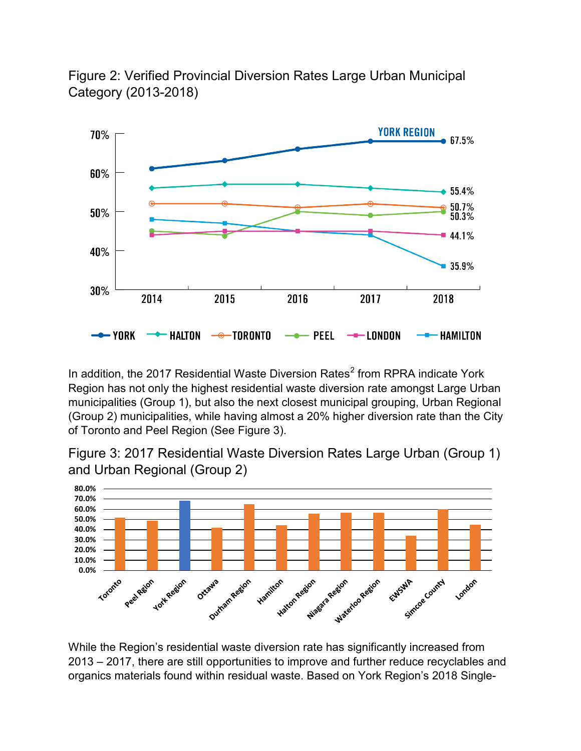Figure 2: Verified Provincial Diversion Rates Large Urban Municipal Category (2013-2018)

70%
60%
50%
40%
30%

2014 2015 2016 2017 2018

YORK REGION

67.5%
55.4%
50.7%
50.3%
44.1%
35.9%

YORK HALTON TORONTO PEEL LONDON HAMILTON

In addition, the 2017 Residential Waste Diversion Rates[2] from RPRA indicate York Region has not only the highest residential waste diversion rate amongst Large Urban municipalities (Group 1), but also the next closest municipal grouping, Urban Regional (Group 2) municipalities, while having almost a 20% higher diversion rate than the City of Toronto and Peel Region (See Figure 3).

Figure 3: 2017 Residential Waste Diversion Rates Large Urban (Group 1) and Urban Regional (Group 2)

80.0%
70.0%
60.0%
50.0%
40.0%
30.0%
20.0%
10.0%
0.0%

Toronto, Peel Rgion, York Region, Ottawa, Durham Region, Hamilton, Halton Region, Niagara Region, Waterloo Region, EWSWA, Simcoe County, London

While the Region's residential waste diversion rate has significantly increased from 2013 – 2017, there are still opportunities to improve and further reduce recyclables and organics materials found within residual waste. Based on York Region's 2018 Single-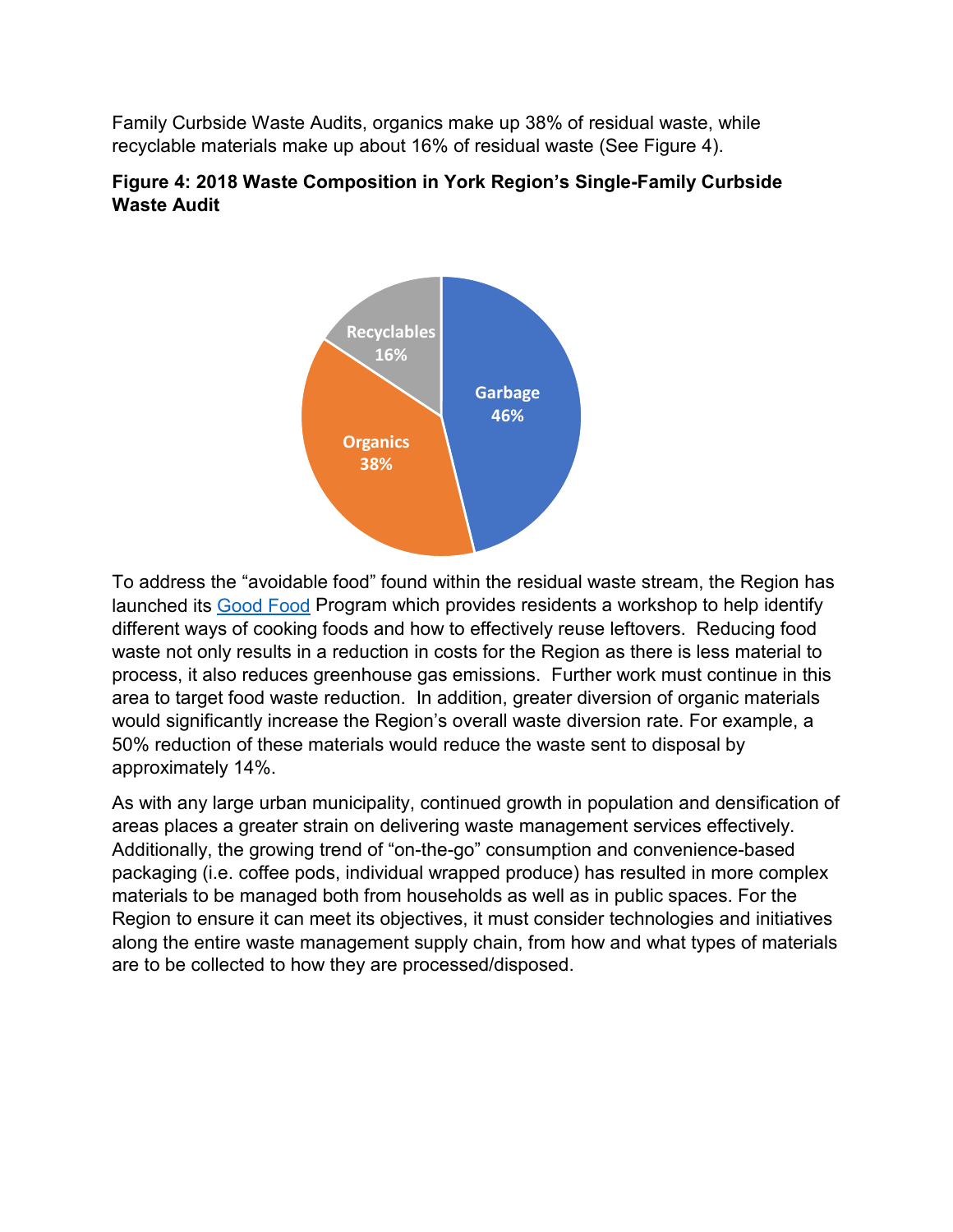Family Curbside Waste Audits, organics make up 38% of residual waste, while recyclable materials make up about 16% of residual waste (See Figure 4).

**Figure 4: 2018 Waste Composition in York Region's Single-Family Curbside Waste Audit**

Recyclables 16%

Garbage 46%

Organics 38%

To address the "avoidable food" found within the residual waste stream, the Region has launched its Good Food Program which provides residents a workshop to help identify different ways of cooking foods and how to effectively reuse leftovers. Reducing food waste not only results in a reduction in costs for the Region as there is less material to process, it also reduces greenhouse gas emissions. Further work must continue in this area to target food waste reduction. In addition, greater diversion of organic materials would significantly increase the Region's overall waste diversion rate. For example, a 50% reduction of these materials would reduce the waste sent to disposal by approximately 14%.

As with any large urban municipality, continued growth in population and densification of areas places a greater strain on delivering waste management services effectively. Additionally, the growing trend of "on-the-go" consumption and convenience-based packaging (i.e. coffee pods, individual wrapped produce) has resulted in more complex materials to be managed both from households as well as in public spaces. For the Region to ensure it can meet its objectives, it must consider technologies and initiatives along the entire waste management supply chain, from how and what types of materials are to be collected to how they are processed/disposed.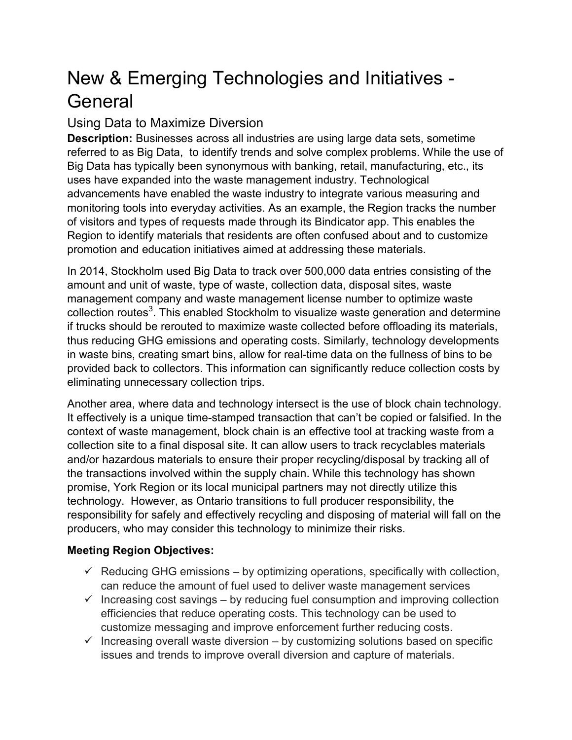# New & Emerging Technologies and Initiatives - General

## Using Data to Maximize Diversion

**Description:** Businesses across all industries are using large data sets, sometime referred to as Big Data, to identify trends and solve complex problems. While the use of Big Data has typically been synonymous with banking, retail, manufacturing, etc., its uses have expanded into the waste management industry. Technological advancements have enabled the waste industry to integrate various measuring and monitoring tools into everyday activities. As an example, the Region tracks the number of visitors and types of requests made through its Bindicator app. This enables the Region to identify materials that residents are often confused about and to customize promotion and education initiatives aimed at addressing these materials.

In 2014, Stockholm used Big Data to track over 500,000 data entries consisting of the amount and unit of waste, type of waste, collection data, disposal sites, waste management company and waste management license number to optimize waste collection routes[3]. This enabled Stockholm to visualize waste generation and determine if trucks should be rerouted to maximize waste collected before offloading its materials, thus reducing GHG emissions and operating costs. Similarly, technology developments in waste bins, creating smart bins, allow for real-time data on the fullness of bins to be provided back to collectors. This information can significantly reduce collection costs by eliminating unnecessary collection trips.

Another area, where data and technology intersect is the use of block chain technology. It effectively is a unique time-stamped transaction that can't be copied or falsified. In the context of waste management, block chain is an effective tool at tracking waste from a collection site to a final disposal site. It can allow users to track recyclables materials and/or hazardous materials to ensure their proper recycling/disposal by tracking all of the transactions involved within the supply chain. While this technology has shown promise, York Region or its local municipal partners may not directly utilize this technology. However, as Ontario transitions to full producer responsibility, the responsibility for safely and effectively recycling and disposing of material will fall on the producers, who may consider this technology to minimize their risks.

**Meeting Region Objectives:**

- ✓ Reducing GHG emissions – by optimizing operations, specifically with collection, can reduce the amount of fuel used to deliver waste management services
- ✓ Increasing cost savings – by reducing fuel consumption and improving collection efficiencies that reduce operating costs. This technology can be used to customize messaging and improve enforcement further reducing costs.
- ✓ Increasing overall waste diversion – by customizing solutions based on specific issues and trends to improve overall diversion and capture of materials.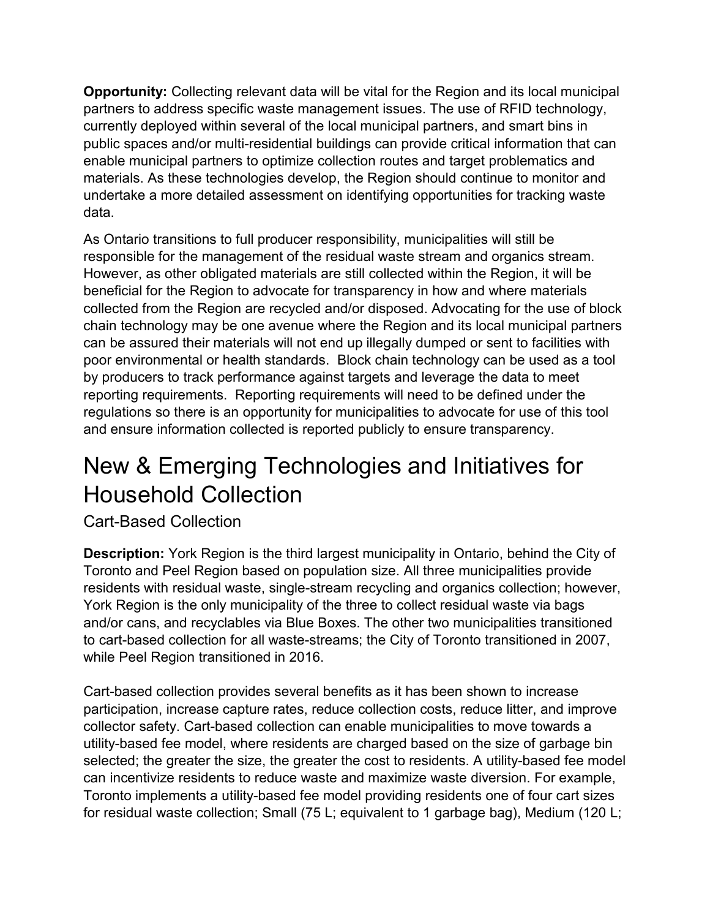**Opportunity:** Collecting relevant data will be vital for the Region and its local municipal partners to address specific waste management issues. The use of RFID technology, currently deployed within several of the local municipal partners, and smart bins in public spaces and/or multi-residential buildings can provide critical information that can enable municipal partners to optimize collection routes and target problematics and materials. As these technologies develop, the Region should continue to monitor and undertake a more detailed assessment on identifying opportunities for tracking waste data.

As Ontario transitions to full producer responsibility, municipalities will still be responsible for the management of the residual waste stream and organics stream. However, as other obligated materials are still collected within the Region, it will be beneficial for the Region to advocate for transparency in how and where materials collected from the Region are recycled and/or disposed. Advocating for the use of block chain technology may be one avenue where the Region and its local municipal partners can be assured their materials will not end up illegally dumped or sent to facilities with poor environmental or health standards. Block chain technology can be used as a tool by producers to track performance against targets and leverage the data to meet reporting requirements. Reporting requirements will need to be defined under the regulations so there is an opportunity for municipalities to advocate for use of this tool and ensure information collected is reported publicly to ensure transparency.

# New & Emerging Technologies and Initiatives for Household Collection

## Cart-Based Collection

**Description:** York Region is the third largest municipality in Ontario, behind the City of Toronto and Peel Region based on population size. All three municipalities provide residents with residual waste, single-stream recycling and organics collection; however, York Region is the only municipality of the three to collect residual waste via bags and/or cans, and recyclables via Blue Boxes. The other two municipalities transitioned to cart-based collection for all waste-streams; the City of Toronto transitioned in 2007, while Peel Region transitioned in 2016.

Cart-based collection provides several benefits as it has been shown to increase participation, increase capture rates, reduce collection costs, reduce litter, and improve collector safety. Cart-based collection can enable municipalities to move towards a utility-based fee model, where residents are charged based on the size of garbage bin selected; the greater the size, the greater the cost to residents. A utility-based fee model can incentivize residents to reduce waste and maximize waste diversion. For example, Toronto implements a utility-based fee model providing residents one of four cart sizes for residual waste collection; Small (75 L; equivalent to 1 garbage bag), Medium (120 L;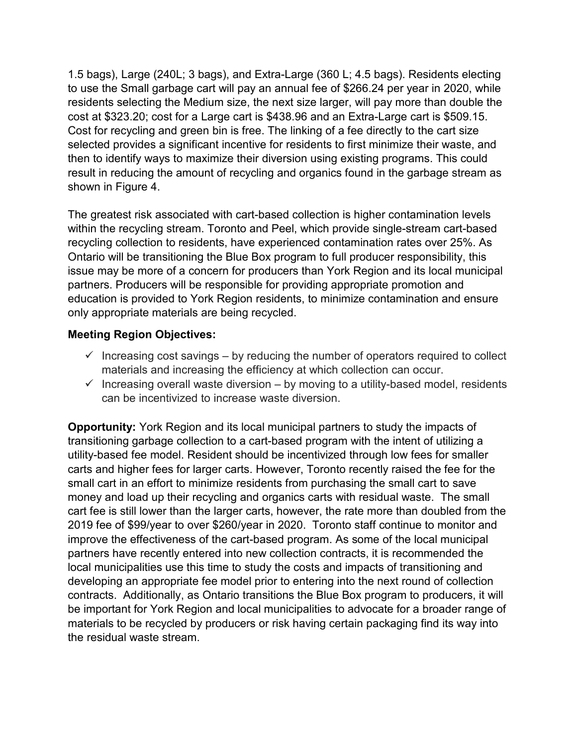1.5 bags), Large (240L; 3 bags), and Extra-Large (360 L; 4.5 bags). Residents electing to use the Small garbage cart will pay an annual fee of $266.24 per year in 2020, while residents selecting the Medium size, the next size larger, will pay more than double the cost at $323.20; cost for a Large cart is $438.96 and an Extra-Large cart is $509.15. Cost for recycling and green bin is free. The linking of a fee directly to the cart size selected provides a significant incentive for residents to first minimize their waste, and then to identify ways to maximize their diversion using existing programs. This could result in reducing the amount of recycling and organics found in the garbage stream as shown in Figure 4.

The greatest risk associated with cart-based collection is higher contamination levels within the recycling stream. Toronto and Peel, which provide single-stream cart-based recycling collection to residents, have experienced contamination rates over 25%. As Ontario will be transitioning the Blue Box program to full producer responsibility, this issue may be more of a concern for producers than York Region and its local municipal partners. Producers will be responsible for providing appropriate promotion and education is provided to York Region residents, to minimize contamination and ensure only appropriate materials are being recycled.

**Meeting Region Objectives:**

- ✓ Increasing cost savings – by reducing the number of operators required to collect materials and increasing the efficiency at which collection can occur.
- ✓ Increasing overall waste diversion – by moving to a utility-based model, residents can be incentivized to increase waste diversion.

**Opportunity:** York Region and its local municipal partners to study the impacts of transitioning garbage collection to a cart-based program with the intent of utilizing a utility-based fee model. Resident should be incentivized through low fees for smaller carts and higher fees for larger carts. However, Toronto recently raised the fee for the small cart in an effort to minimize residents from purchasing the small cart to save money and load up their recycling and organics carts with residual waste. The small cart fee is still lower than the larger carts, however, the rate more than doubled from the 2019 fee of $99/year to over $260/year in 2020. Toronto staff continue to monitor and improve the effectiveness of the cart-based program. As some of the local municipal partners have recently entered into new collection contracts, it is recommended the local municipalities use this time to study the costs and impacts of transitioning and developing an appropriate fee model prior to entering into the next round of collection contracts. Additionally, as Ontario transitions the Blue Box program to producers, it will be important for York Region and local municipalities to advocate for a broader range of materials to be recycled by producers or risk having certain packaging find its way into the residual waste stream.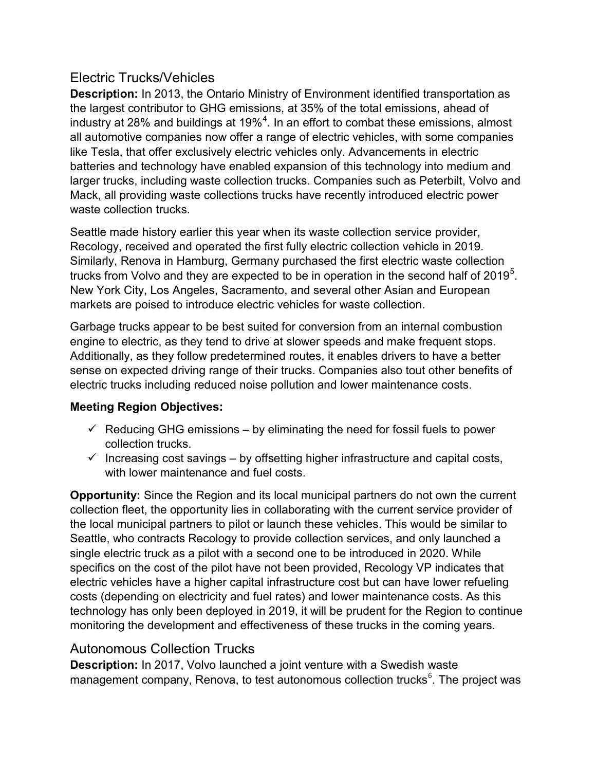## Electric Trucks/Vehicles

**Description:** In 2013, the Ontario Ministry of Environment identified transportation as the largest contributor to GHG emissions, at 35% of the total emissions, ahead of industry at 28% and buildings at 19%[4]. In an effort to combat these emissions, almost all automotive companies now offer a range of electric vehicles, with some companies like Tesla, that offer exclusively electric vehicles only. Advancements in electric batteries and technology have enabled expansion of this technology into medium and larger trucks, including waste collection trucks. Companies such as Peterbilt, Volvo and Mack, all providing waste collections trucks have recently introduced electric power waste collection trucks.

Seattle made history earlier this year when its waste collection service provider, Recology, received and operated the first fully electric collection vehicle in 2019. Similarly, Renova in Hamburg, Germany purchased the first electric waste collection trucks from Volvo and they are expected to be in operation in the second half of 2019[5]. New York City, Los Angeles, Sacramento, and several other Asian and European markets are poised to introduce electric vehicles for waste collection.

Garbage trucks appear to be best suited for conversion from an internal combustion engine to electric, as they tend to drive at slower speeds and make frequent stops. Additionally, as they follow predetermined routes, it enables drivers to have a better sense on expected driving range of their trucks. Companies also tout other benefits of electric trucks including reduced noise pollution and lower maintenance costs.

**Meeting Region Objectives:**

- ✓ Reducing GHG emissions – by eliminating the need for fossil fuels to power collection trucks.
- ✓ Increasing cost savings – by offsetting higher infrastructure and capital costs, with lower maintenance and fuel costs.

**Opportunity:** Since the Region and its local municipal partners do not own the current collection fleet, the opportunity lies in collaborating with the current service provider of the local municipal partners to pilot or launch these vehicles. This would be similar to Seattle, who contracts Recology to provide collection services, and only launched a single electric truck as a pilot with a second one to be introduced in 2020. While specifics on the cost of the pilot have not been provided, Recology VP indicates that electric vehicles have a higher capital infrastructure cost but can have lower refueling costs (depending on electricity and fuel rates) and lower maintenance costs. As this technology has only been deployed in 2019, it will be prudent for the Region to continue monitoring the development and effectiveness of these trucks in the coming years.

## Autonomous Collection Trucks

**Description:** In 2017, Volvo launched a joint venture with a Swedish waste management company, Renova, to test autonomous collection trucks[6]. The project was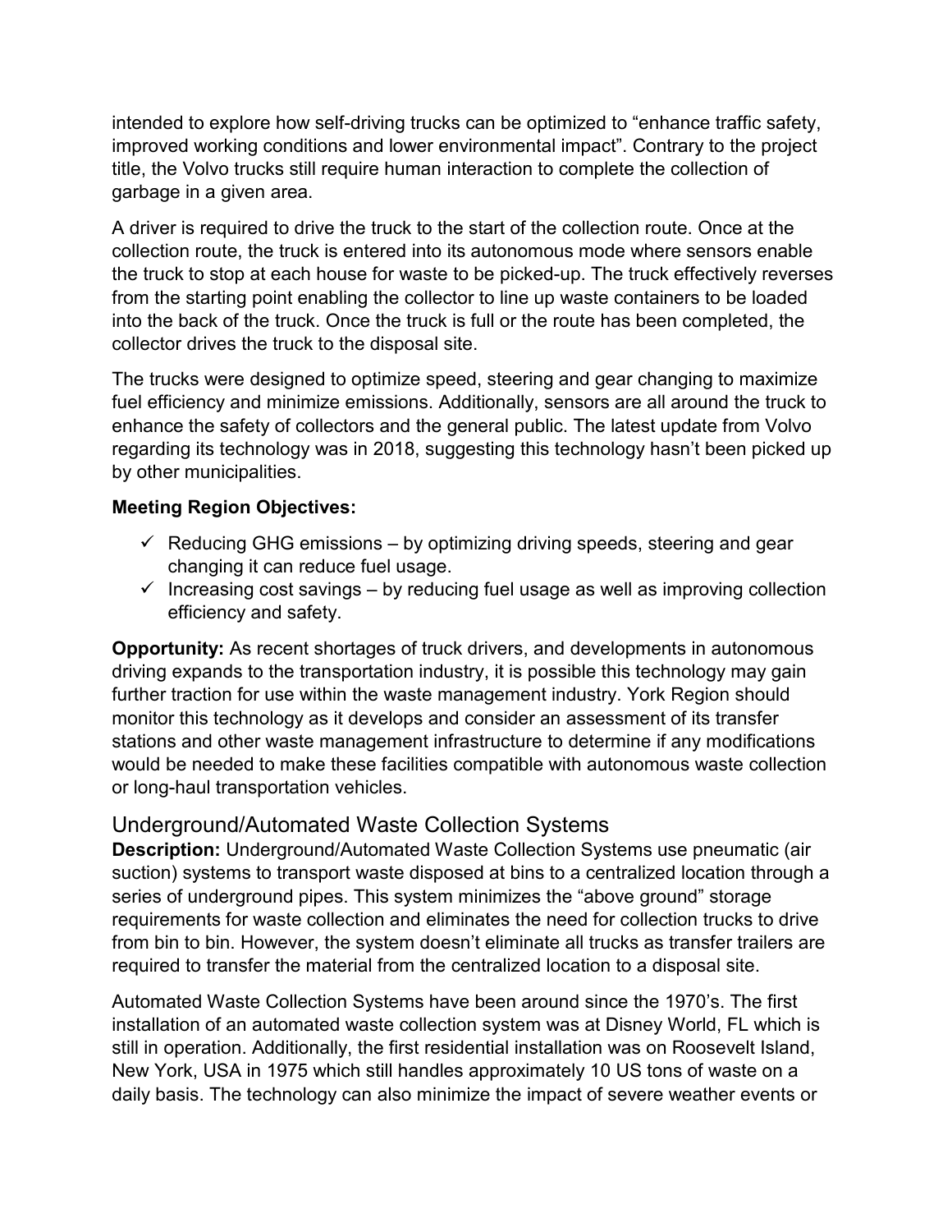intended to explore how self-driving trucks can be optimized to "enhance traffic safety, improved working conditions and lower environmental impact". Contrary to the project title, the Volvo trucks still require human interaction to complete the collection of garbage in a given area.

A driver is required to drive the truck to the start of the collection route. Once at the collection route, the truck is entered into its autonomous mode where sensors enable the truck to stop at each house for waste to be picked-up. The truck effectively reverses from the starting point enabling the collector to line up waste containers to be loaded into the back of the truck. Once the truck is full or the route has been completed, the collector drives the truck to the disposal site.

The trucks were designed to optimize speed, steering and gear changing to maximize fuel efficiency and minimize emissions. Additionally, sensors are all around the truck to enhance the safety of collectors and the general public. The latest update from Volvo regarding its technology was in 2018, suggesting this technology hasn't been picked up by other municipalities.

**Meeting Region Objectives:**

- ✓ Reducing GHG emissions – by optimizing driving speeds, steering and gear changing it can reduce fuel usage.
- ✓ Increasing cost savings – by reducing fuel usage as well as improving collection efficiency and safety.

**Opportunity:** As recent shortages of truck drivers, and developments in autonomous driving expands to the transportation industry, it is possible this technology may gain further traction for use within the waste management industry. York Region should monitor this technology as it develops and consider an assessment of its transfer stations and other waste management infrastructure to determine if any modifications would be needed to make these facilities compatible with autonomous waste collection or long-haul transportation vehicles.

## Underground/Automated Waste Collection Systems

**Description:** Underground/Automated Waste Collection Systems use pneumatic (air suction) systems to transport waste disposed at bins to a centralized location through a series of underground pipes. This system minimizes the "above ground" storage requirements for waste collection and eliminates the need for collection trucks to drive from bin to bin. However, the system doesn't eliminate all trucks as transfer trailers are required to transfer the material from the centralized location to a disposal site.

Automated Waste Collection Systems have been around since the 1970's. The first installation of an automated waste collection system was at Disney World, FL which is still in operation. Additionally, the first residential installation was on Roosevelt Island, New York, USA in 1975 which still handles approximately 10 US tons of waste on a daily basis. The technology can also minimize the impact of severe weather events or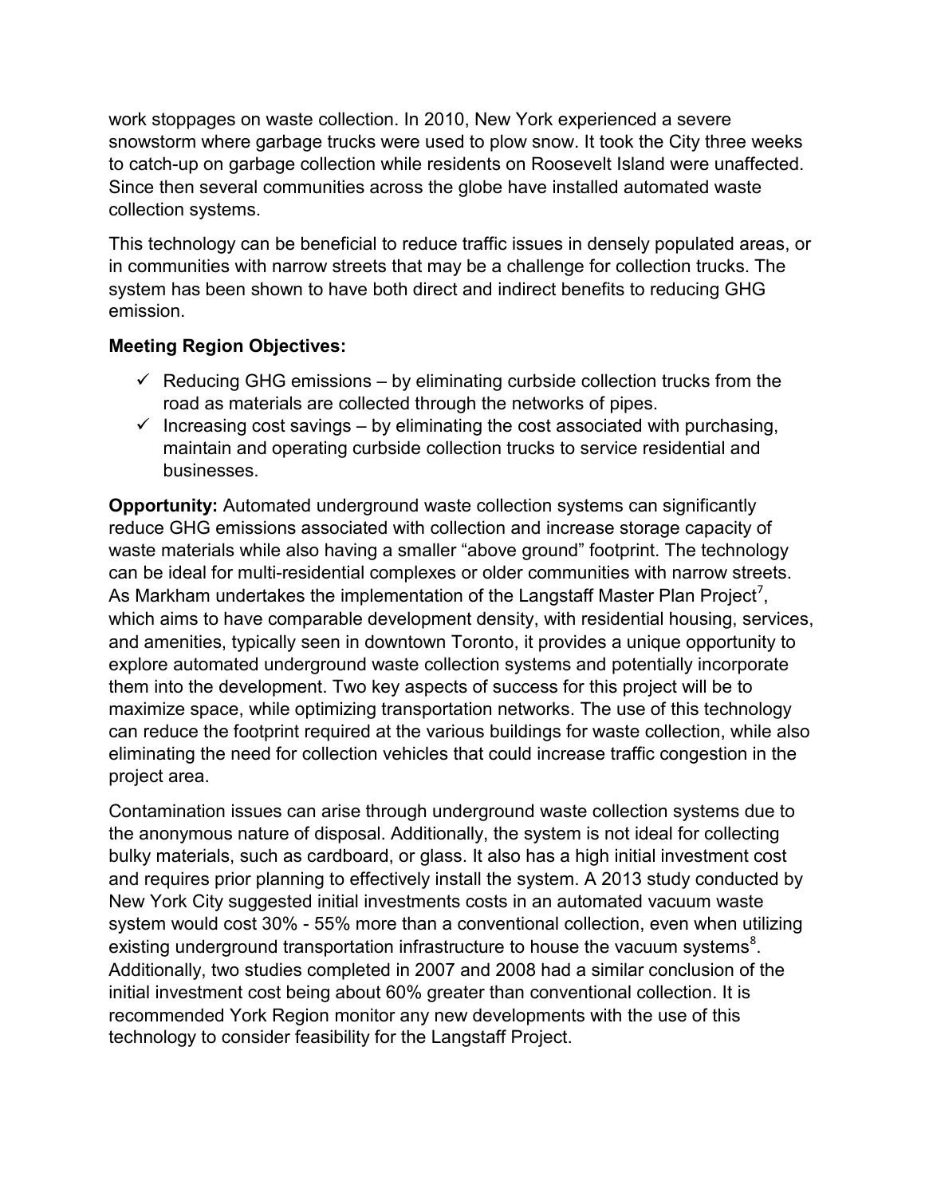work stoppages on waste collection. In 2010, New York experienced a severe snowstorm where garbage trucks were used to plow snow. It took the City three weeks to catch-up on garbage collection while residents on Roosevelt Island were unaffected. Since then several communities across the globe have installed automated waste collection systems.

This technology can be beneficial to reduce traffic issues in densely populated areas, or in communities with narrow streets that may be a challenge for collection trucks. The system has been shown to have both direct and indirect benefits to reducing GHG emission.

**Meeting Region Objectives:**

- ✓ Reducing GHG emissions – by eliminating curbside collection trucks from the road as materials are collected through the networks of pipes.
- ✓ Increasing cost savings – by eliminating the cost associated with purchasing, maintain and operating curbside collection trucks to service residential and businesses.

**Opportunity:** Automated underground waste collection systems can significantly reduce GHG emissions associated with collection and increase storage capacity of waste materials while also having a smaller "above ground" footprint. The technology can be ideal for multi-residential complexes or older communities with narrow streets. As Markham undertakes the implementation of the Langstaff Master Plan Project[7], which aims to have comparable development density, with residential housing, services, and amenities, typically seen in downtown Toronto, it provides a unique opportunity to explore automated underground waste collection systems and potentially incorporate them into the development. Two key aspects of success for this project will be to maximize space, while optimizing transportation networks. The use of this technology can reduce the footprint required at the various buildings for waste collection, while also eliminating the need for collection vehicles that could increase traffic congestion in the project area.

Contamination issues can arise through underground waste collection systems due to the anonymous nature of disposal. Additionally, the system is not ideal for collecting bulky materials, such as cardboard, or glass. It also has a high initial investment cost and requires prior planning to effectively install the system. A 2013 study conducted by New York City suggested initial investments costs in an automated vacuum waste system would cost 30% - 55% more than a conventional collection, even when utilizing existing underground transportation infrastructure to house the vacuum systems[8]. Additionally, two studies completed in 2007 and 2008 had a similar conclusion of the initial investment cost being about 60% greater than conventional collection. It is recommended York Region monitor any new developments with the use of this technology to consider feasibility for the Langstaff Project.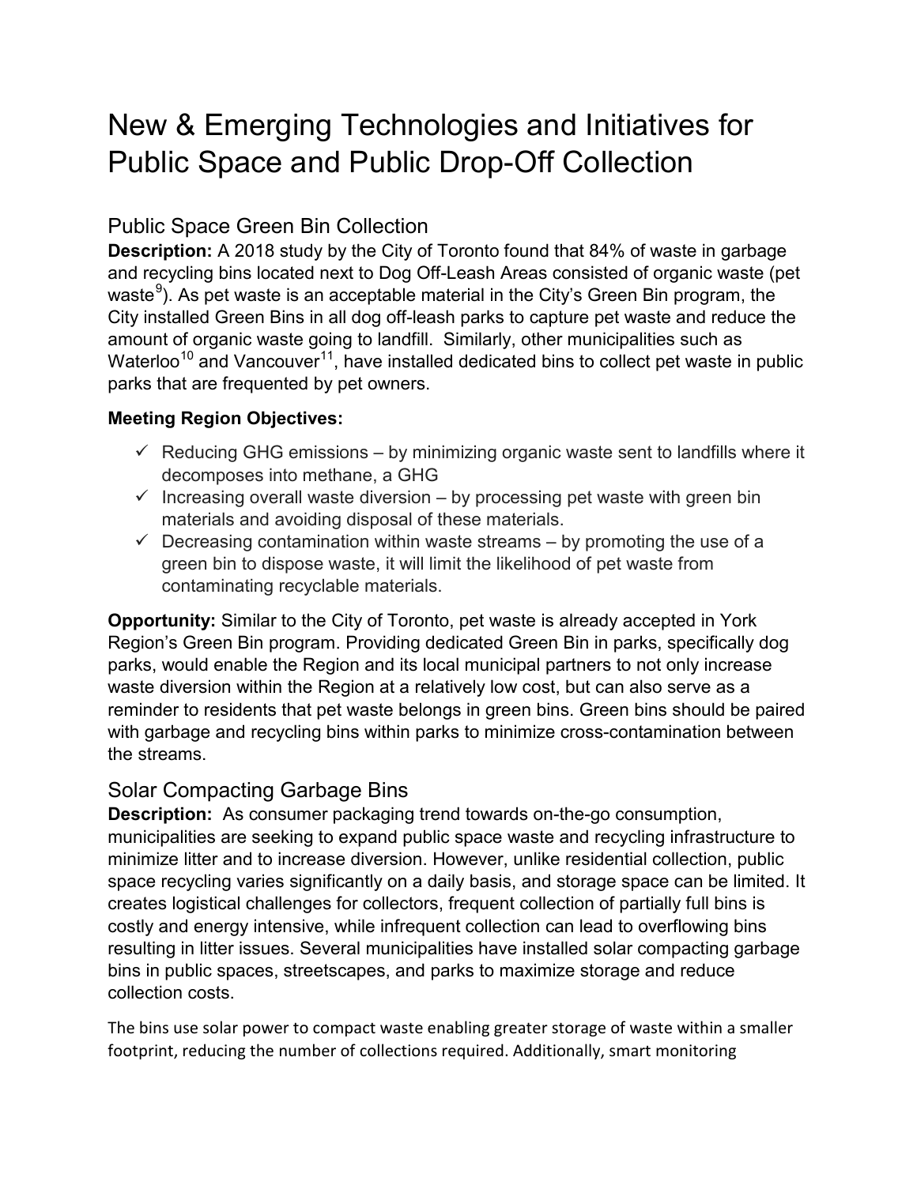# New & Emerging Technologies and Initiatives for Public Space and Public Drop-Off Collection

## Public Space Green Bin Collection

**Description:** A 2018 study by the City of Toronto found that 84% of waste in garbage and recycling bins located next to Dog Off-Leash Areas consisted of organic waste (pet waste[9]). As pet waste is an acceptable material in the City's Green Bin program, the City installed Green Bins in all dog off-leash parks to capture pet waste and reduce the amount of organic waste going to landfill. Similarly, other municipalities such as Waterloo[10] and Vancouver[11], have installed dedicated bins to collect pet waste in public parks that are frequented by pet owners.

**Meeting Region Objectives:**

- ✓ Reducing GHG emissions – by minimizing organic waste sent to landfills where it decomposes into methane, a GHG
- ✓ Increasing overall waste diversion – by processing pet waste with green bin materials and avoiding disposal of these materials.
- ✓ Decreasing contamination within waste streams – by promoting the use of a green bin to dispose waste, it will limit the likelihood of pet waste from contaminating recyclable materials.

**Opportunity:** Similar to the City of Toronto, pet waste is already accepted in York Region's Green Bin program. Providing dedicated Green Bin in parks, specifically dog parks, would enable the Region and its local municipal partners to not only increase waste diversion within the Region at a relatively low cost, but can also serve as a reminder to residents that pet waste belongs in green bins. Green bins should be paired with garbage and recycling bins within parks to minimize cross-contamination between the streams.

## Solar Compacting Garbage Bins

**Description:** As consumer packaging trend towards on-the-go consumption, municipalities are seeking to expand public space waste and recycling infrastructure to minimize litter and to increase diversion. However, unlike residential collection, public space recycling varies significantly on a daily basis, and storage space can be limited. It creates logistical challenges for collectors, frequent collection of partially full bins is costly and energy intensive, while infrequent collection can lead to overflowing bins resulting in litter issues. Several municipalities have installed solar compacting garbage bins in public spaces, streetscapes, and parks to maximize storage and reduce collection costs.

The bins use solar power to compact waste enabling greater storage of waste within a smaller footprint, reducing the number of collections required. Additionally, smart monitoring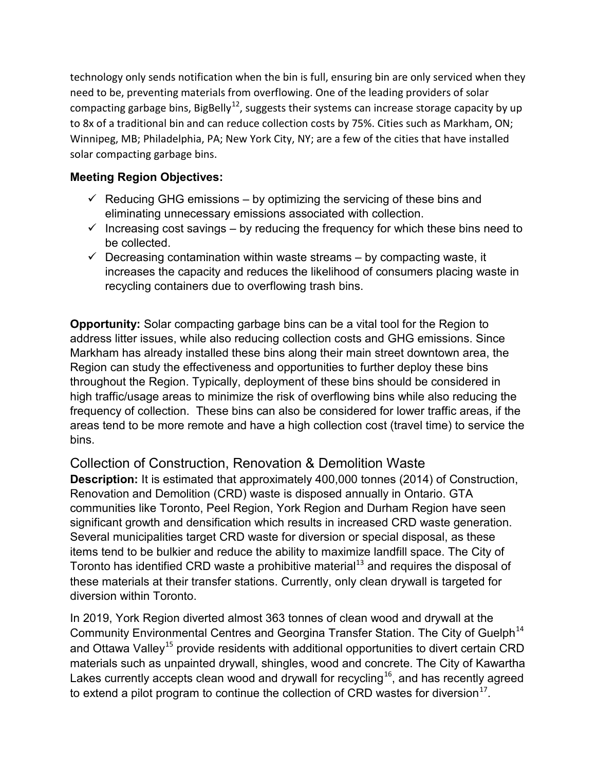technology only sends notification when the bin is full, ensuring bin are only serviced when they need to be, preventing materials from overflowing. One of the leading providers of solar compacting garbage bins, BigBelly[12], suggests their systems can increase storage capacity by up to 8x of a traditional bin and can reduce collection costs by 75%. Cities such as Markham, ON; Winnipeg, MB; Philadelphia, PA; New York City, NY; are a few of the cities that have installed solar compacting garbage bins.

**Meeting Region Objectives:**

- ✓ Reducing GHG emissions – by optimizing the servicing of these bins and eliminating unnecessary emissions associated with collection.
- ✓ Increasing cost savings – by reducing the frequency for which these bins need to be collected.
- ✓ Decreasing contamination within waste streams – by compacting waste, it increases the capacity and reduces the likelihood of consumers placing waste in recycling containers due to overflowing trash bins.

**Opportunity:** Solar compacting garbage bins can be a vital tool for the Region to address litter issues, while also reducing collection costs and GHG emissions. Since Markham has already installed these bins along their main street downtown area, the Region can study the effectiveness and opportunities to further deploy these bins throughout the Region. Typically, deployment of these bins should be considered in high traffic/usage areas to minimize the risk of overflowing bins while also reducing the frequency of collection. These bins can also be considered for lower traffic areas, if the areas tend to be more remote and have a high collection cost (travel time) to service the bins.

## Collection of Construction, Renovation & Demolition Waste

**Description:** It is estimated that approximately 400,000 tonnes (2014) of Construction, Renovation and Demolition (CRD) waste is disposed annually in Ontario. GTA communities like Toronto, Peel Region, York Region and Durham Region have seen significant growth and densification which results in increased CRD waste generation. Several municipalities target CRD waste for diversion or special disposal, as these items tend to be bulkier and reduce the ability to maximize landfill space. The City of Toronto has identified CRD waste a prohibitive material[13] and requires the disposal of these materials at their transfer stations. Currently, only clean drywall is targeted for diversion within Toronto.

In 2019, York Region diverted almost 363 tonnes of clean wood and drywall at the Community Environmental Centres and Georgina Transfer Station. The City of Guelph[14] and Ottawa Valley[15] provide residents with additional opportunities to divert certain CRD materials such as unpainted drywall, shingles, wood and concrete. The City of Kawartha Lakes currently accepts clean wood and drywall for recycling[16], and has recently agreed to extend a pilot program to continue the collection of CRD wastes for diversion[17].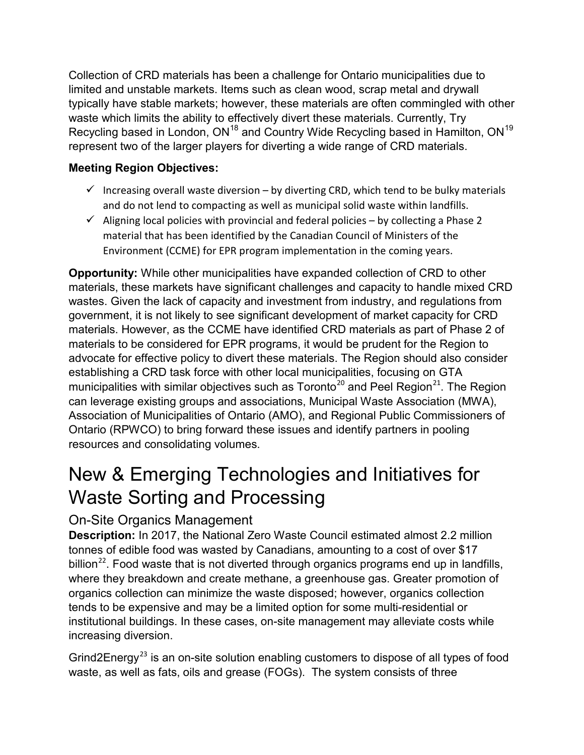Collection of CRD materials has been a challenge for Ontario municipalities due to limited and unstable markets. Items such as clean wood, scrap metal and drywall typically have stable markets; however, these materials are often commingled with other waste which limits the ability to effectively divert these materials. Currently, Try Recycling based in London, ON[18] and Country Wide Recycling based in Hamilton, ON[19] represent two of the larger players for diverting a wide range of CRD materials.

**Meeting Region Objectives:**

- ✓ Increasing overall waste diversion – by diverting CRD, which tend to be bulky materials and do not lend to compacting as well as municipal solid waste within landfills.
- ✓ Aligning local policies with provincial and federal policies – by collecting a Phase 2 material that has been identified by the Canadian Council of Ministers of the Environment (CCME) for EPR program implementation in the coming years.

**Opportunity:** While other municipalities have expanded collection of CRD to other materials, these markets have significant challenges and capacity to handle mixed CRD wastes. Given the lack of capacity and investment from industry, and regulations from government, it is not likely to see significant development of market capacity for CRD materials. However, as the CCME have identified CRD materials as part of Phase 2 of materials to be considered for EPR programs, it would be prudent for the Region to advocate for effective policy to divert these materials. The Region should also consider establishing a CRD task force with other local municipalities, focusing on GTA municipalities with similar objectives such as Toronto[20] and Peel Region[21]. The Region can leverage existing groups and associations, Municipal Waste Association (MWA), Association of Municipalities of Ontario (AMO), and Regional Public Commissioners of Ontario (RPWCO) to bring forward these issues and identify partners in pooling resources and consolidating volumes.

# New & Emerging Technologies and Initiatives for Waste Sorting and Processing

## On-Site Organics Management

**Description:** In 2017, the National Zero Waste Council estimated almost 2.2 million tonnes of edible food was wasted by Canadians, amounting to a cost of over $17 billion[22]. Food waste that is not diverted through organics programs end up in landfills, where they breakdown and create methane, a greenhouse gas. Greater promotion of organics collection can minimize the waste disposed; however, organics collection tends to be expensive and may be a limited option for some multi-residential or institutional buildings. In these cases, on-site management may alleviate costs while increasing diversion.

Grind2Energy[23] is an on-site solution enabling customers to dispose of all types of food waste, as well as fats, oils and grease (FOGs). The system consists of three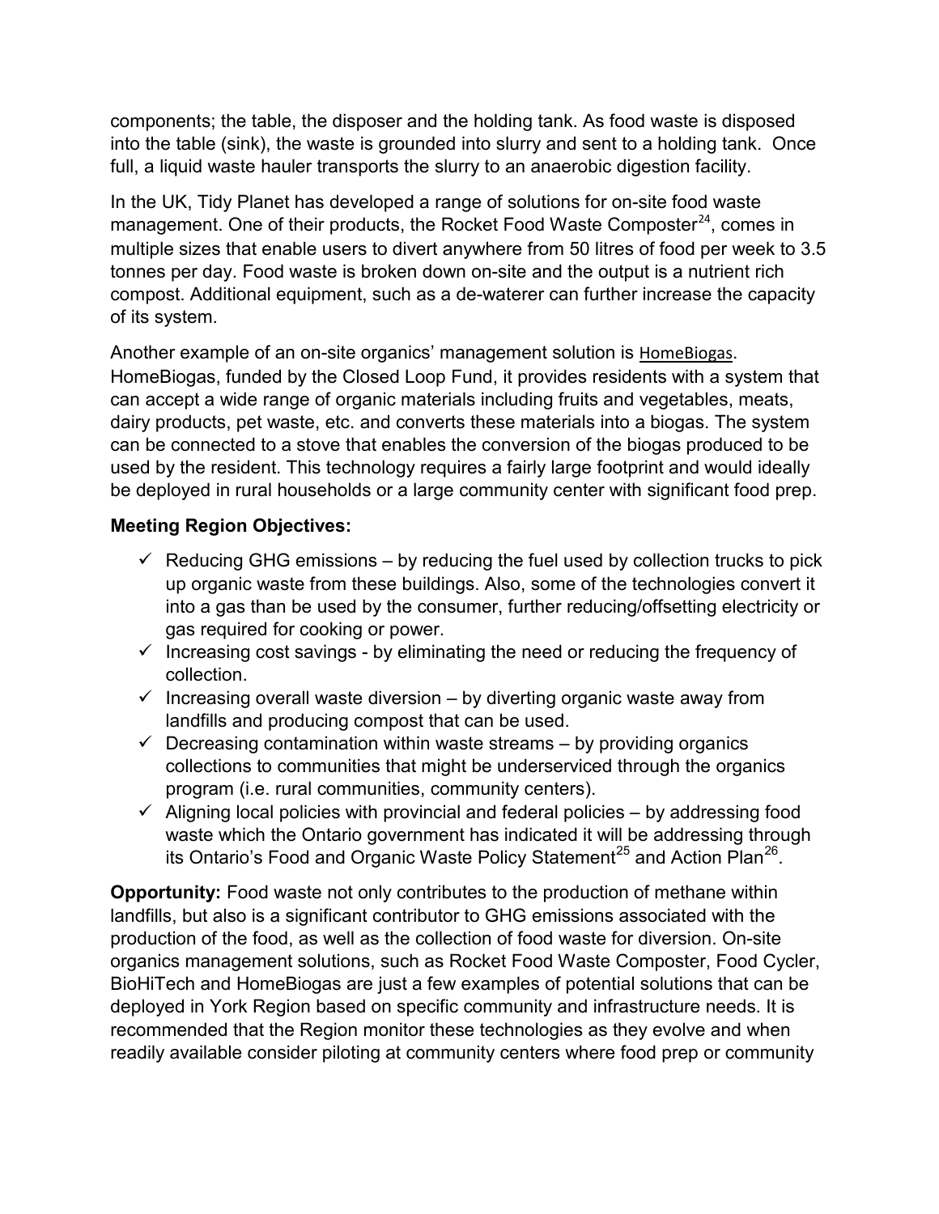components; the table, the disposer and the holding tank. As food waste is disposed into the table (sink), the waste is grounded into slurry and sent to a holding tank. Once full, a liquid waste hauler transports the slurry to an anaerobic digestion facility.

In the UK, Tidy Planet has developed a range of solutions for on-site food waste management. One of their products, the Rocket Food Waste Composter[24], comes in multiple sizes that enable users to divert anywhere from 50 litres of food per week to 3.5 tonnes per day. Food waste is broken down on-site and the output is a nutrient rich compost. Additional equipment, such as a de-waterer can further increase the capacity of its system.

Another example of an on-site organics' management solution is HomeBiogas. HomeBiogas, funded by the Closed Loop Fund, it provides residents with a system that can accept a wide range of organic materials including fruits and vegetables, meats, dairy products, pet waste, etc. and converts these materials into a biogas. The system can be connected to a stove that enables the conversion of the biogas produced to be used by the resident. This technology requires a fairly large footprint and would ideally be deployed in rural households or a large community center with significant food prep.

**Meeting Region Objectives:**

- ✓ Reducing GHG emissions – by reducing the fuel used by collection trucks to pick up organic waste from these buildings. Also, some of the technologies convert it into a gas than be used by the consumer, further reducing/offsetting electricity or gas required for cooking or power.
- ✓ Increasing cost savings - by eliminating the need or reducing the frequency of collection.
- ✓ Increasing overall waste diversion – by diverting organic waste away from landfills and producing compost that can be used.
- ✓ Decreasing contamination within waste streams – by providing organics collections to communities that might be underserviced through the organics program (i.e. rural communities, community centers).
- ✓ Aligning local policies with provincial and federal policies – by addressing food waste which the Ontario government has indicated it will be addressing through its Ontario's Food and Organic Waste Policy Statement[25] and Action Plan[26].

**Opportunity:** Food waste not only contributes to the production of methane within landfills, but also is a significant contributor to GHG emissions associated with the production of the food, as well as the collection of food waste for diversion. On-site organics management solutions, such as Rocket Food Waste Composter, Food Cycler, BioHiTech and HomeBiogas are just a few examples of potential solutions that can be deployed in York Region based on specific community and infrastructure needs. It is recommended that the Region monitor these technologies as they evolve and when readily available consider piloting at community centers where food prep or community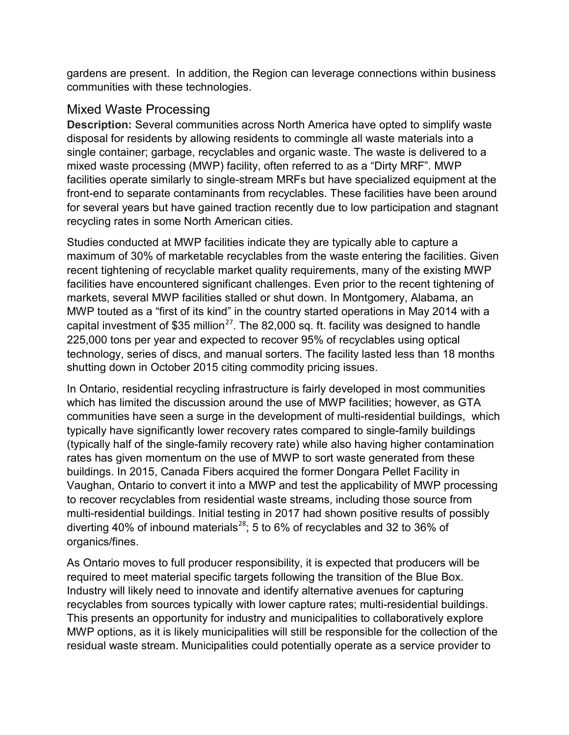gardens are present. In addition, the Region can leverage connections within business communities with these technologies.

## Mixed Waste Processing

**Description:** Several communities across North America have opted to simplify waste disposal for residents by allowing residents to commingle all waste materials into a single container; garbage, recyclables and organic waste. The waste is delivered to a mixed waste processing (MWP) facility, often referred to as a "Dirty MRF". MWP facilities operate similarly to single-stream MRFs but have specialized equipment at the front-end to separate contaminants from recyclables. These facilities have been around for several years but have gained traction recently due to low participation and stagnant recycling rates in some North American cities.

Studies conducted at MWP facilities indicate they are typically able to capture a maximum of 30% of marketable recyclables from the waste entering the facilities. Given recent tightening of recyclable market quality requirements, many of the existing MWP facilities have encountered significant challenges. Even prior to the recent tightening of markets, several MWP facilities stalled or shut down. In Montgomery, Alabama, an MWP touted as a "first of its kind" in the country started operations in May 2014 with a capital investment of $35 million[27]. The 82,000 sq. ft. facility was designed to handle 225,000 tons per year and expected to recover 95% of recyclables using optical technology, series of discs, and manual sorters. The facility lasted less than 18 months shutting down in October 2015 citing commodity pricing issues.

In Ontario, residential recycling infrastructure is fairly developed in most communities which has limited the discussion around the use of MWP facilities; however, as GTA communities have seen a surge in the development of multi-residential buildings, which typically have significantly lower recovery rates compared to single-family buildings (typically half of the single-family recovery rate) while also having higher contamination rates has given momentum on the use of MWP to sort waste generated from these buildings. In 2015, Canada Fibers acquired the former Dongara Pellet Facility in Vaughan, Ontario to convert it into a MWP and test the applicability of MWP processing to recover recyclables from residential waste streams, including those source from multi-residential buildings. Initial testing in 2017 had shown positive results of possibly diverting 40% of inbound materials[28]; 5 to 6% of recyclables and 32 to 36% of organics/fines.

As Ontario moves to full producer responsibility, it is expected that producers will be required to meet material specific targets following the transition of the Blue Box. Industry will likely need to innovate and identify alternative avenues for capturing recyclables from sources typically with lower capture rates; multi-residential buildings. This presents an opportunity for industry and municipalities to collaboratively explore MWP options, as it is likely municipalities will still be responsible for the collection of the residual waste stream. Municipalities could potentially operate as a service provider to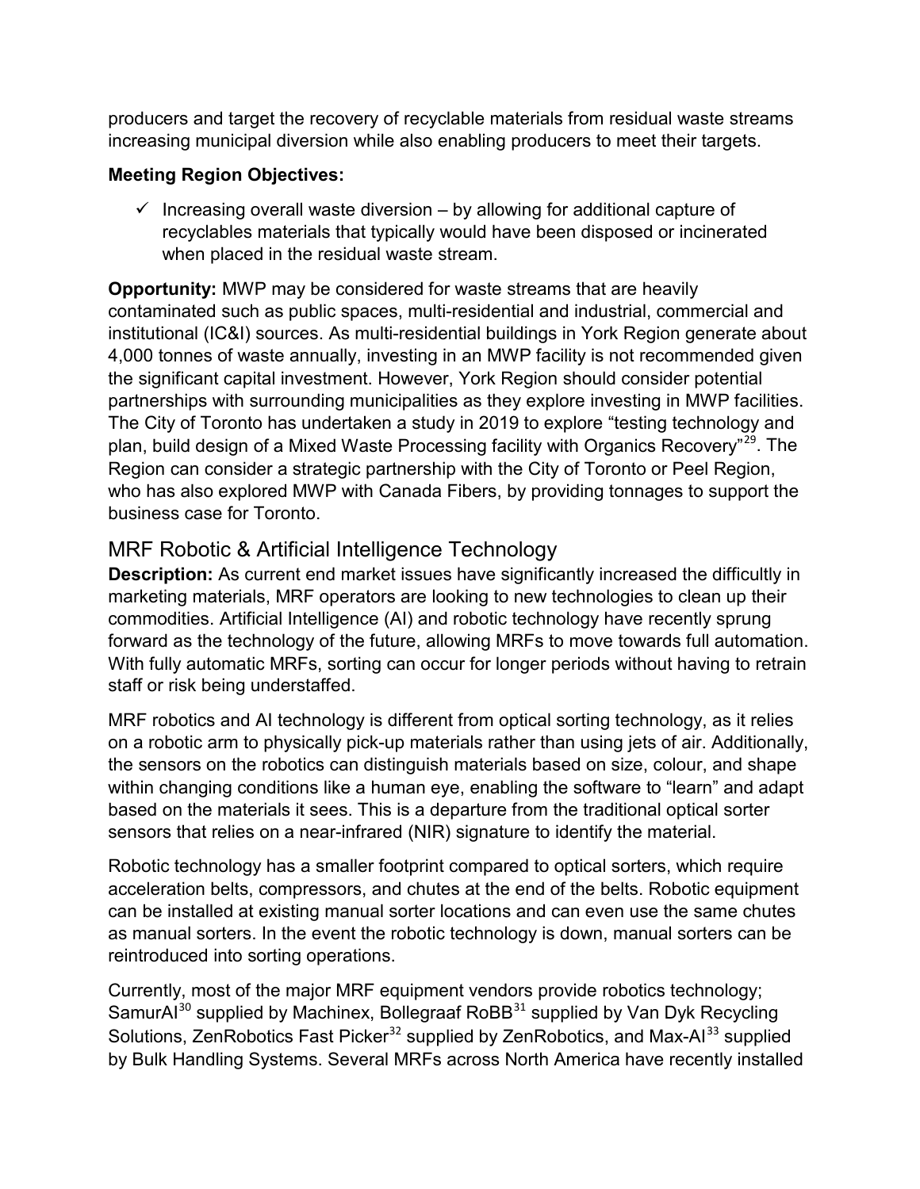producers and target the recovery of recyclable materials from residual waste streams increasing municipal diversion while also enabling producers to meet their targets.

**Meeting Region Objectives:**

- ✓ Increasing overall waste diversion – by allowing for additional capture of recyclables materials that typically would have been disposed or incinerated when placed in the residual waste stream.

**Opportunity:** MWP may be considered for waste streams that are heavily contaminated such as public spaces, multi-residential and industrial, commercial and institutional (IC&I) sources. As multi-residential buildings in York Region generate about 4,000 tonnes of waste annually, investing in an MWP facility is not recommended given the significant capital investment. However, York Region should consider potential partnerships with surrounding municipalities as they explore investing in MWP facilities. The City of Toronto has undertaken a study in 2019 to explore "testing technology and plan, build design of a Mixed Waste Processing facility with Organics Recovery"[29]. The Region can consider a strategic partnership with the City of Toronto or Peel Region, who has also explored MWP with Canada Fibers, by providing tonnages to support the business case for Toronto.

## MRF Robotic & Artificial Intelligence Technology

**Description:** As current end market issues have significantly increased the difficultly in marketing materials, MRF operators are looking to new technologies to clean up their commodities. Artificial Intelligence (AI) and robotic technology have recently sprung forward as the technology of the future, allowing MRFs to move towards full automation. With fully automatic MRFs, sorting can occur for longer periods without having to retrain staff or risk being understaffed.

MRF robotics and AI technology is different from optical sorting technology, as it relies on a robotic arm to physically pick-up materials rather than using jets of air. Additionally, the sensors on the robotics can distinguish materials based on size, colour, and shape within changing conditions like a human eye, enabling the software to "learn" and adapt based on the materials it sees. This is a departure from the traditional optical sorter sensors that relies on a near-infrared (NIR) signature to identify the material.

Robotic technology has a smaller footprint compared to optical sorters, which require acceleration belts, compressors, and chutes at the end of the belts. Robotic equipment can be installed at existing manual sorter locations and can even use the same chutes as manual sorters. In the event the robotic technology is down, manual sorters can be reintroduced into sorting operations.

Currently, most of the major MRF equipment vendors provide robotics technology; SamurAI[30] supplied by Machinex, Bollegraaf RoBB[31] supplied by Van Dyk Recycling Solutions, ZenRobotics Fast Picker[32] supplied by ZenRobotics, and Max-AI[33] supplied by Bulk Handling Systems. Several MRFs across North America have recently installed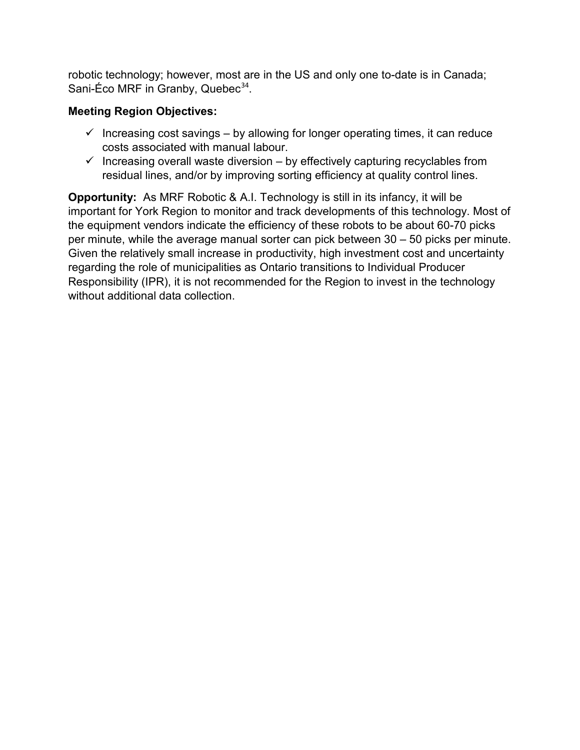robotic technology; however, most are in the US and only one to-date is in Canada; Sani-Éco MRF in Granby, Quebec[34].

**Meeting Region Objectives:**

- ✓ Increasing cost savings – by allowing for longer operating times, it can reduce costs associated with manual labour.
- ✓ Increasing overall waste diversion – by effectively capturing recyclables from residual lines, and/or by improving sorting efficiency at quality control lines.

**Opportunity:** As MRF Robotic & A.I. Technology is still in its infancy, it will be important for York Region to monitor and track developments of this technology. Most of the equipment vendors indicate the efficiency of these robots to be about 60-70 picks per minute, while the average manual sorter can pick between 30 – 50 picks per minute. Given the relatively small increase in productivity, high investment cost and uncertainty regarding the role of municipalities as Ontario transitions to Individual Producer Responsibility (IPR), it is not recommended for the Region to invest in the technology without additional data collection.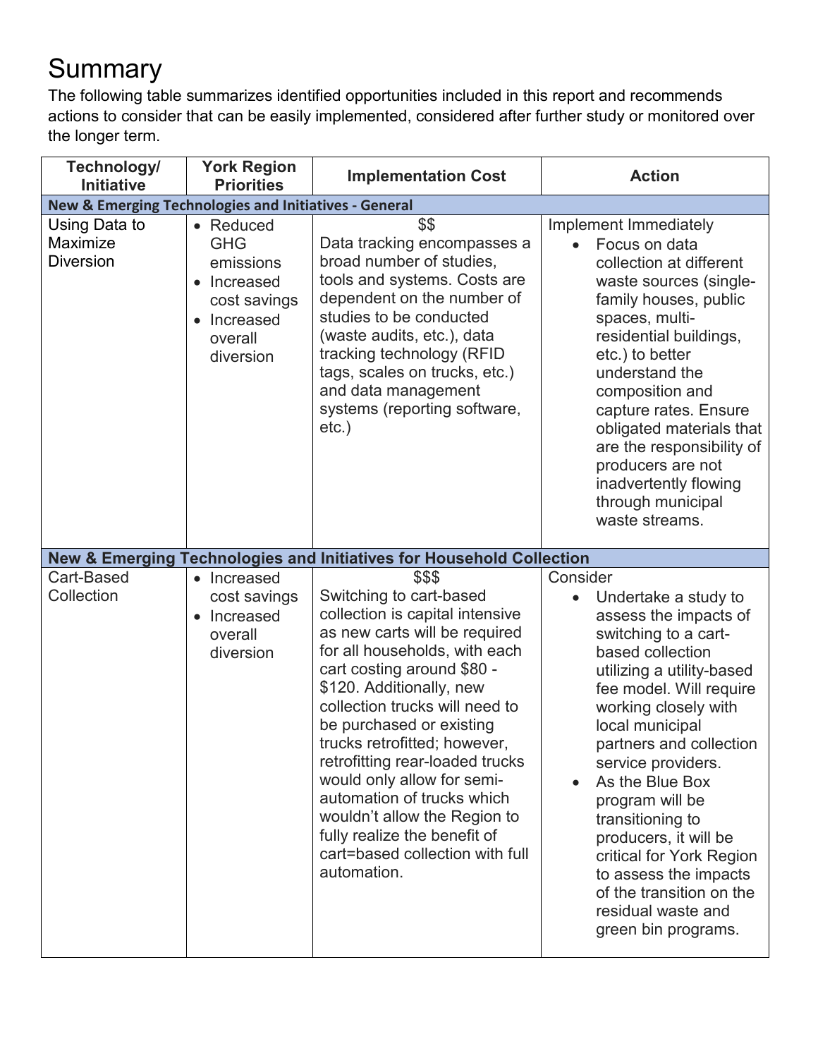# Summary

The following table summarizes identified opportunities included in this report and recommends actions to consider that can be easily implemented, considered after further study or monitored over the longer term.

| Technology/ Initiative | York Region Priorities | Implementation Cost | Action |
|---|---|---|---|
| **New & Emerging Technologies and Initiatives - General** | | | |
| Using Data to Maximize Diversion | • Reduced GHG emissions<br>• Increased cost savings<br>• Increased overall diversion | $$<br>Data tracking encompasses a broad number of studies, tools and systems. Costs are dependent on the number of studies to be conducted (waste audits, etc.), data tracking technology (RFID tags, scales on trucks, etc.) and data management systems (reporting software, etc.) | Implement Immediately<br>• Focus on data collection at different waste sources (single-family houses, public spaces, multi-residential buildings, etc.) to better understand the composition and capture rates. Ensure obligated materials that are the responsibility of producers are not inadvertently flowing through municipal waste streams. |
| **New & Emerging Technologies and Initiatives for Household Collection** | | | |
| Cart-Based Collection | • Increased cost savings<br>• Increased overall diversion | $$$<br>Switching to cart-based collection is capital intensive as new carts will be required for all households, with each cart costing around $80 - $120. Additionally, new collection trucks will need to be purchased or existing trucks retrofitted; however, retrofitting rear-loaded trucks would only allow for semi-automation of trucks which wouldn't allow the Region to fully realize the benefit of cart=based collection with full automation. | Consider<br>• Undertake a study to assess the impacts of switching to a cart-based collection utilizing a utility-based fee model. Will require working closely with local municipal partners and collection service providers.<br>• As the Blue Box program will be transitioning to producers, it will be critical for York Region to assess the impacts of the transition on the residual waste and green bin programs. |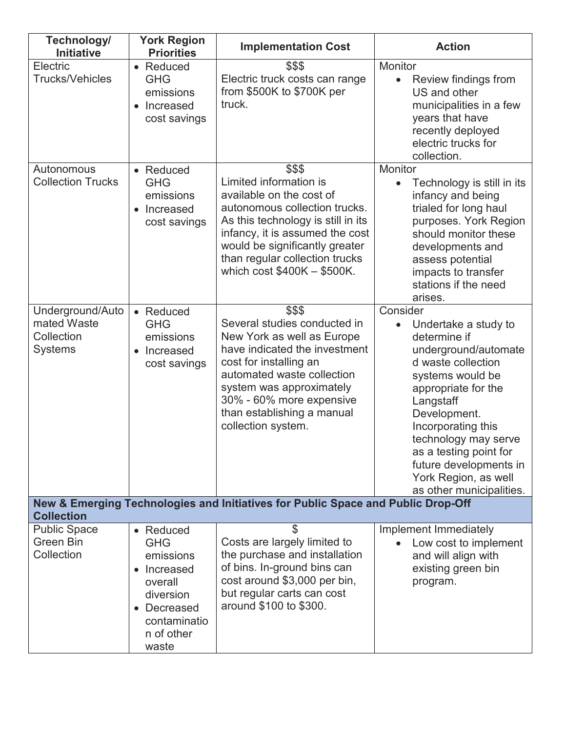| Technology/ Initiative | York Region Priorities | Implementation Cost | Action |
|---|---|---|---|
| Electric Trucks/Vehicles | • Reduced GHG emissions<br>• Increased cost savings | $$$<br>Electric truck costs can range from $500K to $700K per truck. | Monitor<br>• Review findings from US and other municipalities in a few years that have recently deployed electric trucks for collection. |
| Autonomous Collection Trucks | • Reduced GHG emissions<br>• Increased cost savings | $$$<br>Limited information is available on the cost of autonomous collection trucks. As this technology is still in its infancy, it is assumed the cost would be significantly greater than regular collection trucks which cost $400K – $500K. | Monitor<br>• Technology is still in its infancy and being trialed for long haul purposes. York Region should monitor these developments and assess potential impacts to transfer stations if the need arises. |
| Underground/Automated Waste Collection Systems | • Reduced GHG emissions<br>• Increased cost savings | $$$<br>Several studies conducted in New York as well as Europe have indicated the investment cost for installing an automated waste collection system was approximately 30% - 60% more expensive than establishing a manual collection system. | Consider<br>• Undertake a study to determine if underground/automated waste collection systems would be appropriate for the Langstaff Development. Incorporating this technology may serve as a testing point for future developments in York Region, as well as other municipalities. |
| **New & Emerging Technologies and Initiatives for Public Space and Public Drop-Off Collection** | | | |
| Public Space Green Bin Collection | • Reduced GHG emissions<br>• Increased overall diversion<br>• Decreased contamination of other waste | $<br>Costs are largely limited to the purchase and installation of bins. In-ground bins can cost around $3,000 per bin, but regular carts can cost around $100 to $300. | Implement Immediately<br>• Low cost to implement and will align with existing green bin program. |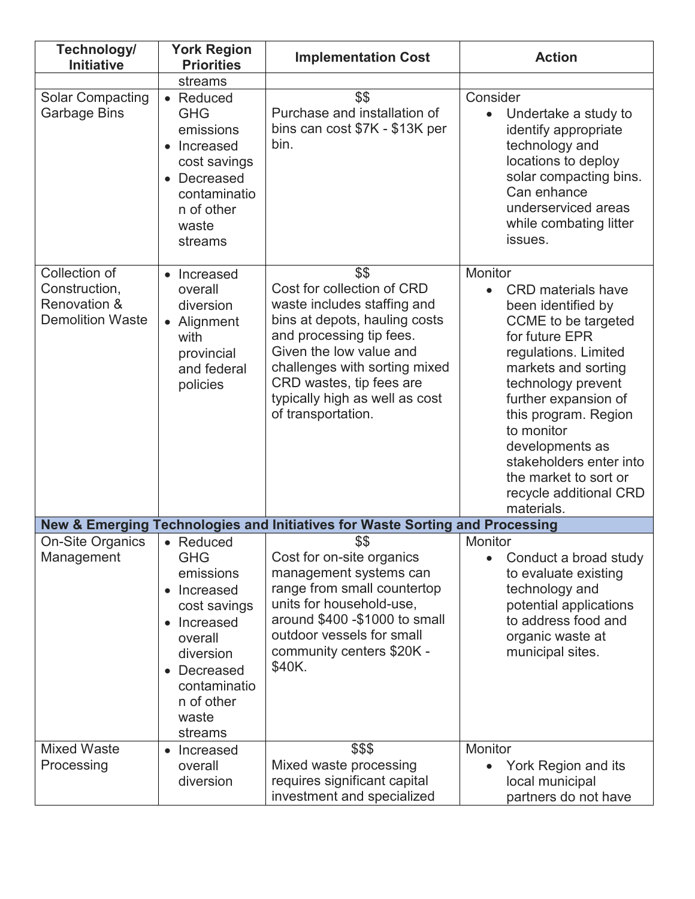| Technology/ Initiative | York Region Priorities | Implementation Cost | Action |
|---|---|---|---|
| | streams | | |
| Solar Compacting Garbage Bins | • Reduced GHG emissions<br>• Increased cost savings<br>• Decreased contamination of other waste streams | $$<br>Purchase and installation of bins can cost $7K - $13K per bin. | Consider<br>• Undertake a study to identify appropriate technology and locations to deploy solar compacting bins. Can enhance underserviced areas while combating litter issues. |
| Collection of Construction, Renovation & Demolition Waste | • Increased overall diversion<br>• Alignment with provincial and federal policies | $$<br>Cost for collection of CRD waste includes staffing and bins at depots, hauling costs and processing tip fees. Given the low value and challenges with sorting mixed CRD wastes, tip fees are typically high as well as cost of transportation. | Monitor<br>• CRD materials have been identified by CCME to be targeted for future EPR regulations. Limited markets and sorting technology prevent further expansion of this program. Region to monitor developments as stakeholders enter into the market to sort or recycle additional CRD materials. |
| **New & Emerging Technologies and Initiatives for Waste Sorting and Processing** | | | |
| On-Site Organics Management | • Reduced GHG emissions<br>• Increased cost savings<br>• Increased overall diversion<br>• Decreased contamination of other waste streams | $$<br>Cost for on-site organics management systems can range from small countertop units for household-use, around $400 -$1000 to small outdoor vessels for small community centers $20K - $40K. | Monitor<br>• Conduct a broad study to evaluate existing technology and potential applications to address food and organic waste at municipal sites. |
| Mixed Waste Processing | • Increased overall diversion | $$$<br>Mixed waste processing requires significant capital investment and specialized | Monitor<br>• York Region and its local municipal partners do not have |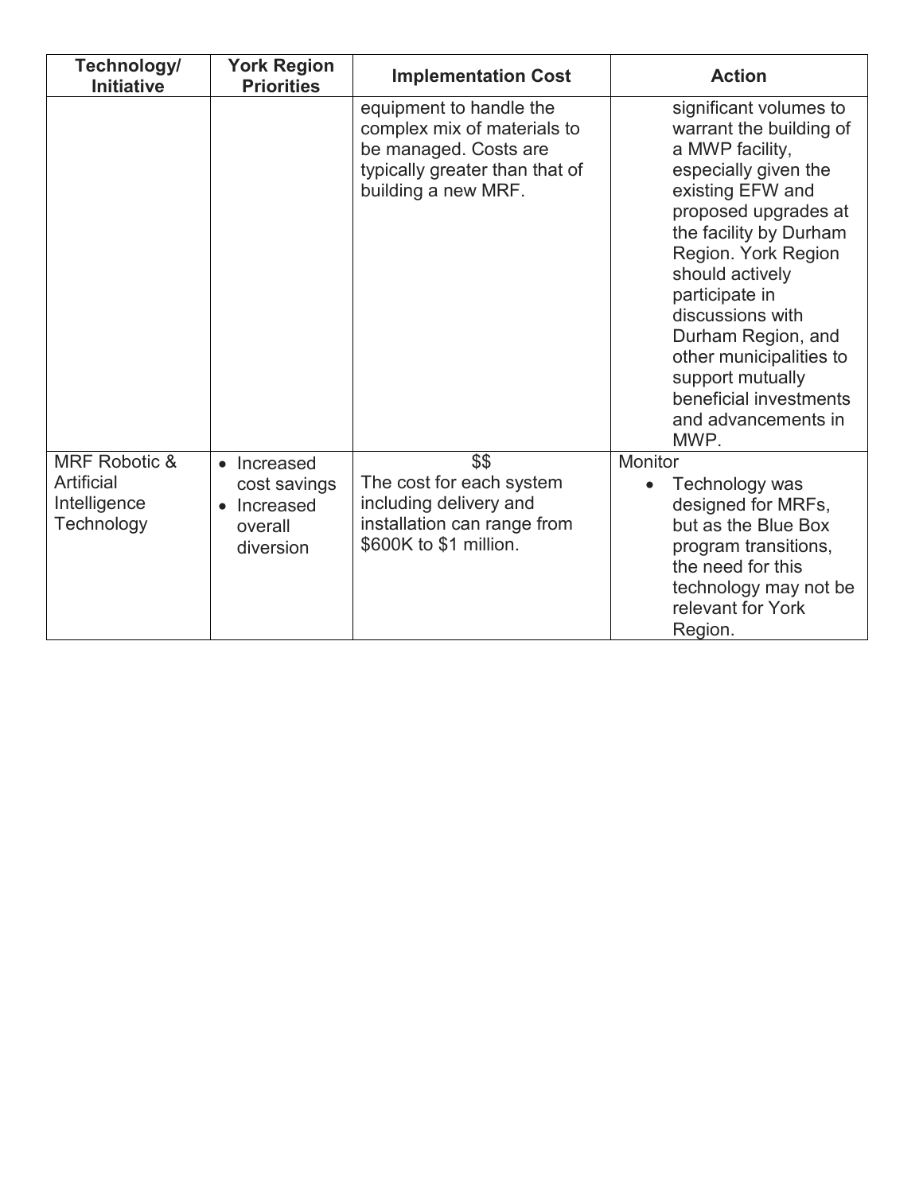| Technology/ Initiative | York Region Priorities | Implementation Cost | Action |
| --- | --- | --- | --- |
| | | equipment to handle the complex mix of materials to be managed. Costs are typically greater than that of building a new MRF. | significant volumes to warrant the building of a MWP facility, especially given the existing EFW and proposed upgrades at the facility by Durham Region. York Region should actively participate in discussions with Durham Region, and other municipalities to support mutually beneficial investments and advancements in MWP. |
| MRF Robotic & Artificial Intelligence Technology | • Increased cost savings<br>• Increased overall diversion | \$\$<br>The cost for each system including delivery and installation can range from \$600K to \$1 million. | Monitor<br>• Technology was designed for MRFs, but as the Blue Box program transitions, the need for this technology may not be relevant for York Region. |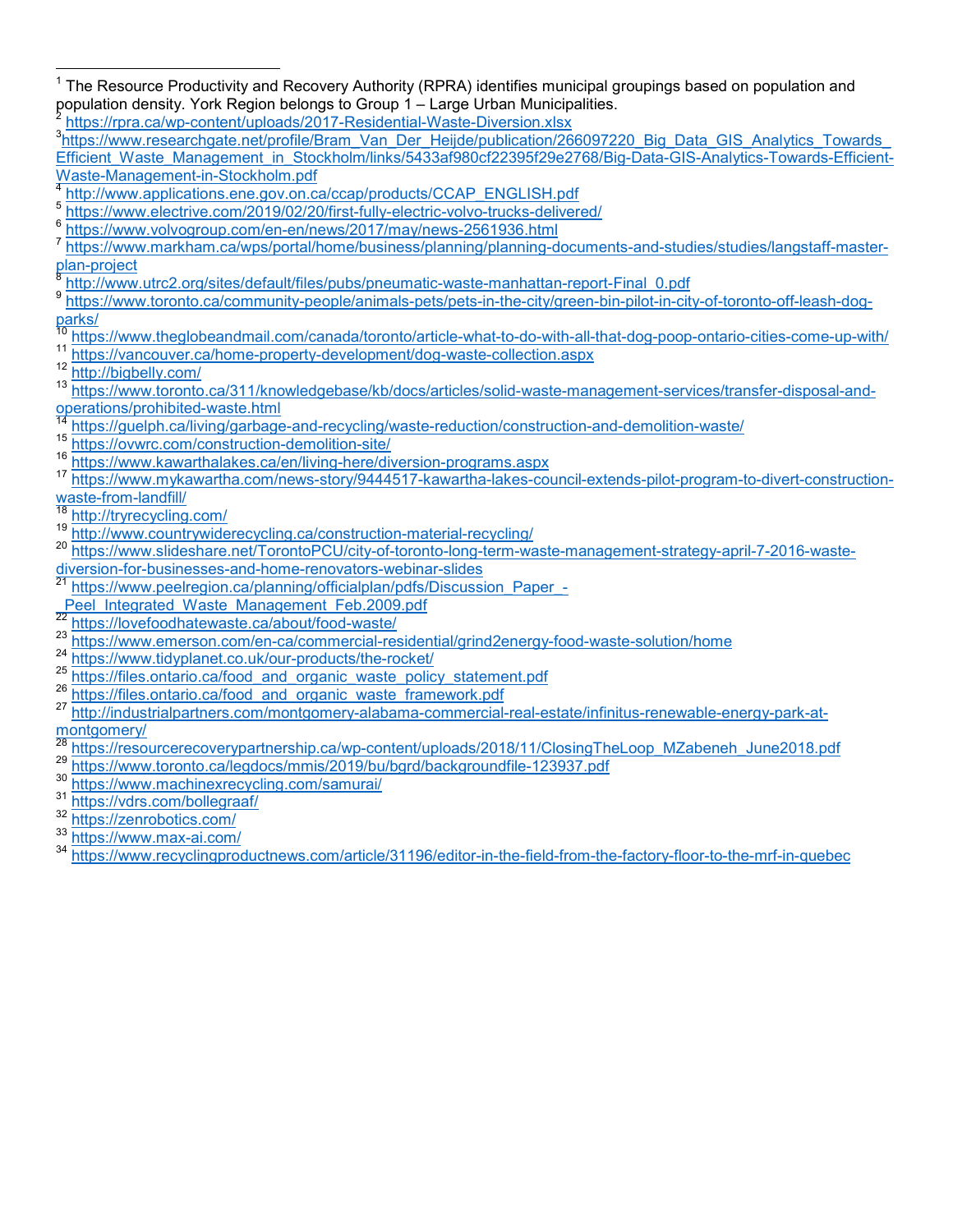[1] The Resource Productivity and Recovery Authority (RPRA) identifies municipal groupings based on population and population density. York Region belongs to Group 1 – Large Urban Municipalities.

[2] https://rpra.ca/wp-content/uploads/2017-Residential-Waste-Diversion.xlsx

[3] https://www.researchgate.net/profile/Bram_Van_Der_Heijde/publication/266097220_Big_Data_GIS_Analytics_Towards_Efficient_Waste_Management_in_Stockholm/links/5433af980cf22395f29e2768/Big-Data-GIS-Analytics-Towards-Efficient-Waste-Management-in-Stockholm.pdf

[4] http://www.applications.ene.gov.on.ca/ccap/products/CCAP_ENGLISH.pdf

[5] https://www.electrive.com/2019/02/20/first-fully-electric-volvo-trucks-delivered/

[6] https://www.volvogroup.com/en-en/news/2017/may/news-2561936.html

[7] https://www.markham.ca/wps/portal/home/business/planning/planning-documents-and-studies/studies/langstaff-master-plan-project

[8] http://www.utrc2.org/sites/default/files/pubs/pneumatic-waste-manhattan-report-Final_0.pdf

[9] https://www.toronto.ca/community-people/animals-pets/pets-in-the-city/green-bin-pilot-in-city-of-toronto-off-leash-dog-parks/

[10] https://www.theglobeandmail.com/canada/toronto/article-what-to-do-with-all-that-dog-poop-ontario-cities-come-up-with/

[11] https://vancouver.ca/home-property-development/dog-waste-collection.aspx

[12] http://bigbelly.com/

[13] https://www.toronto.ca/311/knowledgebase/kb/docs/articles/solid-waste-management-services/transfer-disposal-and-operations/prohibited-waste.html

[14] https://guelph.ca/living/garbage-and-recycling/waste-reduction/construction-and-demolition-waste/

[15] https://ovwrc.com/construction-demolition-site/

[16] https://www.kawarthalakes.ca/en/living-here/diversion-programs.aspx

[17] https://www.mykawartha.com/news-story/9444517-kawartha-lakes-council-extends-pilot-program-to-divert-construction-waste-from-landfill/

[18] http://tryrecycling.com/

[19] http://www.countrywiderecycling.ca/construction-material-recycling/

[20] https://www.slideshare.net/TorontoPCU/city-of-toronto-long-term-waste-management-strategy-april-7-2016-waste-diversion-for-businesses-and-home-renovators-webinar-slides

[21] https://www.peelregion.ca/planning/officialplan/pdfs/Discussion_Paper_-_Peel_Integrated_Waste_Management_Feb.2009.pdf

[22] https://lovefoodhatewaste.ca/about/food-waste/

[23] https://www.emerson.com/en-ca/commercial-residential/grind2energy-food-waste-solution/home

[24] https://www.tidyplanet.co.uk/our-products/the-rocket/

[25] https://files.ontario.ca/food_and_organic_waste_policy_statement.pdf

[26] https://files.ontario.ca/food_and_organic_waste_framework.pdf

[27] http://industrialpartners.com/montgomery-alabama-commercial-real-estate/infinitus-renewable-energy-park-at-montgomery/

[28] https://resourcerecoverypartnership.ca/wp-content/uploads/2018/11/ClosingTheLoop_MZabeneh_June2018.pdf

[29] https://www.toronto.ca/legdocs/mmis/2019/bu/bgrd/backgroundfile-123937.pdf

[30] https://www.machinexrecycling.com/samurai/

[31] https://vdrs.com/bollegraaf/

[32] https://zenrobotics.com/

[33] https://www.max-ai.com/

[34] https://www.recyclingproductnews.com/article/31196/editor-in-the-field-from-the-factory-floor-to-the-mrf-in-quebec